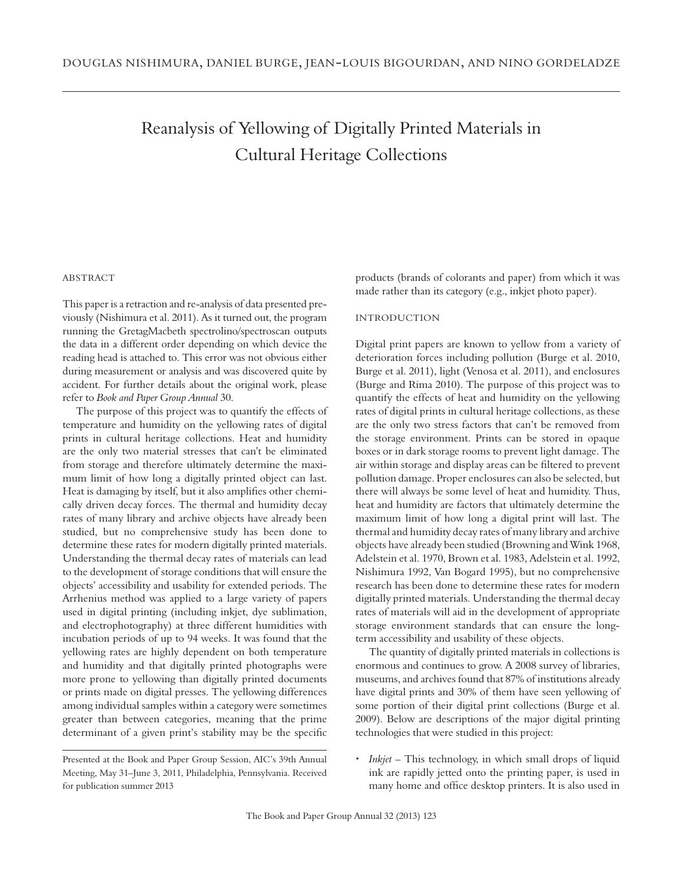DOUGLAS NISHIMURA, DANIEL BURGE, JEAN-LOUIS BIGOURDAN, AND NINO GORDELADZE

# Reanalysis of Yellowing of Digitally Printed Materials in Cultural Heritage Collections

## ABSTRACT

This paper is a retraction and re-analysis of data presented previously (Nishimura et al. 2011). As it turned out, the program running the GretagMacbeth spectrolino/spectroscan outputs the data in a different order depending on which device the reading head is attached to. This error was not obvious either during measurement or analysis and was discovered quite by accident. For further details about the original work, please refer to *Book and Paper Group Annual* 30.

The purpose of this project was to quantify the effects of temperature and humidity on the yellowing rates of digital prints in cultural heritage collections. Heat and humidity are the only two material stresses that can't be eliminated from storage and therefore ultimately determine the maximum limit of how long a digitally printed object can last. Heat is damaging by itself, but it also amplifies other chemically driven decay forces. The thermal and humidity decay rates of many library and archive objects have already been studied, but no comprehensive study has been done to determine these rates for modern digitally printed materials. Understanding the thermal decay rates of materials can lead to the development of storage conditions that will ensure the objects' accessibility and usability for extended periods. The Arrhenius method was applied to a large variety of papers used in digital printing (including inkjet, dye sublimation, and electrophotography) at three different humidities with incubation periods of up to 94 weeks. It was found that the yellowing rates are highly dependent on both temperature and humidity and that digitally printed photographs were more prone to yellowing than digitally printed documents or prints made on digital presses. The yellowing differences among individual samples within a category were sometimes greater than between categories, meaning that the prime determinant of a given print's stability may be the specific products (brands of colorants and paper) from which it was made rather than its category (e.g., inkjet photo paper).

## INTRODUCTION

Digital print papers are known to yellow from a variety of deterioration forces including pollution (Burge et al. 2010, Burge et al. 2011), light (Venosa et al. 2011), and enclosures (Burge and Rima 2010). The purpose of this project was to quantify the effects of heat and humidity on the yellowing rates of digital prints in cultural heritage collections, as these are the only two stress factors that can't be removed from the storage environment. Prints can be stored in opaque boxes or in dark storage rooms to prevent light damage. The air within storage and display areas can be filtered to prevent pollution damage. Proper enclosures can also be selected, but there will always be some level of heat and humidity. Thus, heat and humidity are factors that ultimately determine the maximum limit of how long a digital print will last. The thermal and humidity decay rates of many library and archive objects have already been studied (Browning and Wink 1968, Adelstein et al. 1970, Brown et al. 1983, Adelstein et al. 1992, Nishimura 1992, Van Bogard 1995), but no comprehensive research has been done to determine these rates for modern digitally printed materials. Understanding the thermal decay rates of materials will aid in the development of appropriate storage environment standards that can ensure the long-term accessibility and usability of these objects.

The quantity of digitally printed materials in collections is enormous and continues to grow. A 2008 survey of libraries, museums, and archives found that 87% of institutions already have digital prints and 30% of them have seen yellowing of some portion of their digital print collections (Burge et al. 2009). Below are descriptions of the major digital printing technologies that were studied in this project:

- *Inkjet* – This technology, in which small drops of liquid ink are rapidly jetted onto the printing paper, is used in many home and office desktop printers. It is also used in

Presented at the Book and Paper Group Session, AIC's 39th Annual Meeting, May 31–June 3, 2011, Philadelphia, Pennsylvania. Received for publication summer 2013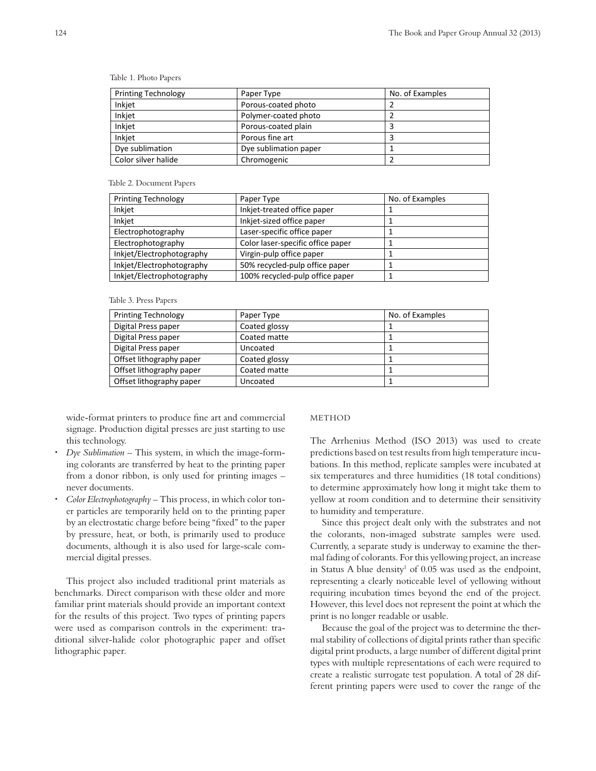Table 1. Photo Papers

| Printing Technology | Paper Type | No. of Examples |
|---|---|---|
| Inkjet | Porous-coated photo | 2 |
| Inkjet | Polymer-coated photo | 2 |
| Inkjet | Porous-coated plain | 3 |
| Inkjet | Porous fine art | 3 |
| Dye sublimation | Dye sublimation paper | 1 |
| Color silver halide | Chromogenic | 2 |

Table 2. Document Papers

| Printing Technology | Paper Type | No. of Examples |
|---|---|---|
| Inkjet | Inkjet-treated office paper | 1 |
| Inkjet | Inkjet-sized office paper | 1 |
| Electrophotography | Laser-specific office paper | 1 |
| Electrophotography | Color laser-specific office paper | 1 |
| Inkjet/Electrophotography | Virgin-pulp office paper | 1 |
| Inkjet/Electrophotography | 50% recycled-pulp office paper | 1 |
| Inkjet/Electrophotography | 100% recycled-pulp office paper | 1 |

Table 3. Press Papers

| Printing Technology | Paper Type | No. of Examples |
|---|---|---|
| Digital Press paper | Coated glossy | 1 |
| Digital Press paper | Coated matte | 1 |
| Digital Press paper | Uncoated | 1 |
| Offset lithography paper | Coated glossy | 1 |
| Offset lithography paper | Coated matte | 1 |
| Offset lithography paper | Uncoated | 1 |

wide-format printers to produce fine art and commercial signage. Production digital presses are just starting to use this technology.

- *Dye Sublimation* – This system, in which the image-forming colorants are transferred by heat to the printing paper from a donor ribbon, is only used for printing images – never documents.
- *Color Electrophotography* – This process, in which color toner particles are temporarily held on to the printing paper by an electrostatic charge before being "fixed" to the paper by pressure, heat, or both, is primarily used to produce documents, although it is also used for large-scale commercial digital presses.

This project also included traditional print materials as benchmarks. Direct comparison with these older and more familiar print materials should provide an important context for the results of this project. Two types of printing papers were used as comparison controls in the experiment: traditional silver-halide color photographic paper and offset lithographic paper.

## METHOD

The Arrhenius Method (ISO 2013) was used to create predictions based on test results from high temperature incubations. In this method, replicate samples were incubated at six temperatures and three humidities (18 total conditions) to determine approximately how long it might take them to yellow at room condition and to determine their sensitivity to humidity and temperature.

Since this project dealt only with the substrates and not the colorants, non-imaged substrate samples were used. Currently, a separate study is underway to examine the thermal fading of colorants. For this yellowing project, an increase in Status A blue density[1] of 0.05 was used as the endpoint, representing a clearly noticeable level of yellowing without requiring incubation times beyond the end of the project. However, this level does not represent the point at which the print is no longer readable or usable.

Because the goal of the project was to determine the thermal stability of collections of digital prints rather than specific digital print products, a large number of different digital print types with multiple representations of each were required to create a realistic surrogate test population. A total of 28 different printing papers were used to cover the range of the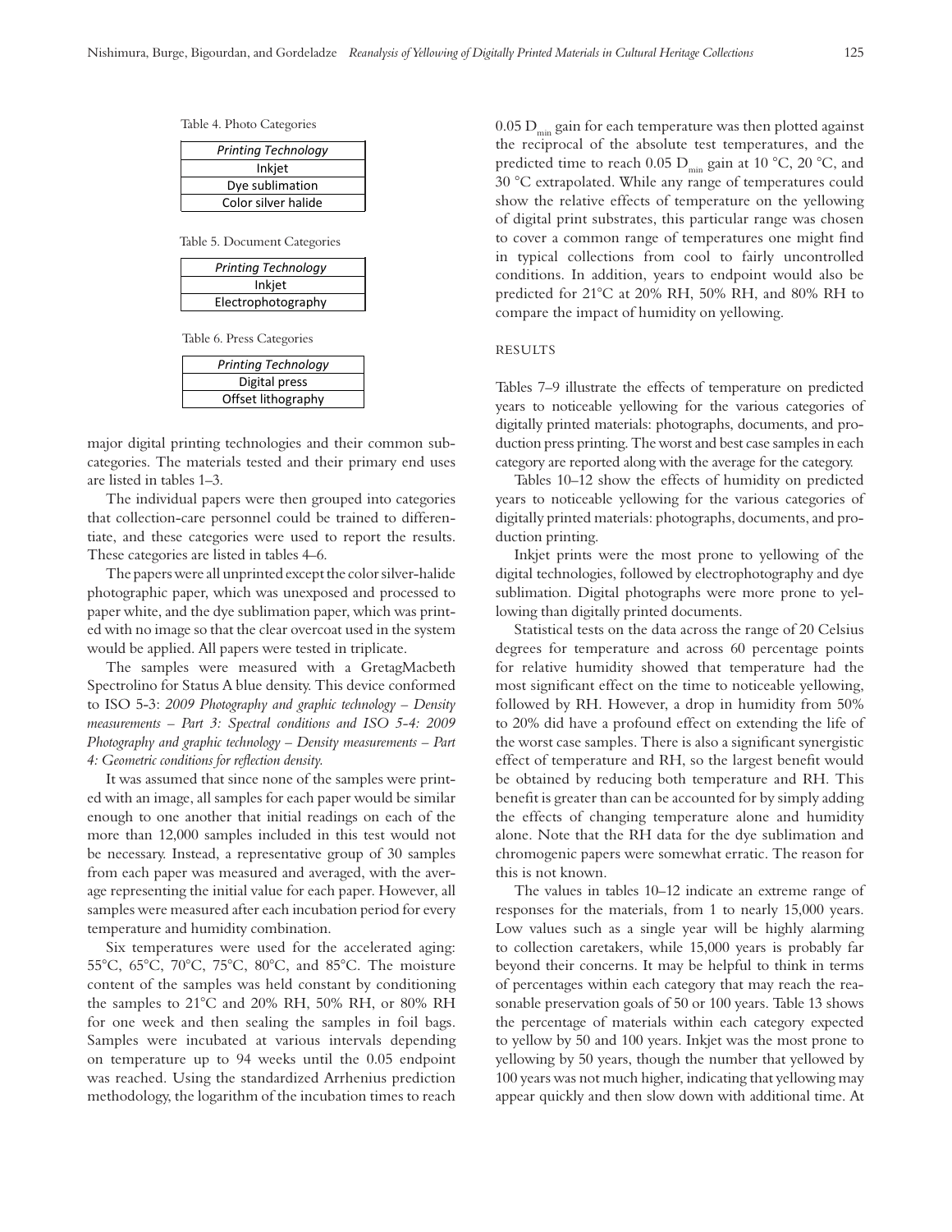Table 4. Photo Categories

| *Printing Technology* |
|---|
| Inkjet |
| Dye sublimation |
| Color silver halide |

Table 5. Document Categories

| *Printing Technology* |
|---|
| Inkjet |
| Electrophotography |

Table 6. Press Categories

| *Printing Technology* |
|---|
| Digital press |
| Offset lithography |

major digital printing technologies and their common subcategories. The materials tested and their primary end uses are listed in tables 1–3.

The individual papers were then grouped into categories that collection-care personnel could be trained to differentiate, and these categories were used to report the results. These categories are listed in tables 4–6.

The papers were all unprinted except the color silver-halide photographic paper, which was unexposed and processed to paper white, and the dye sublimation paper, which was printed with no image so that the clear overcoat used in the system would be applied. All papers were tested in triplicate.

The samples were measured with a GretagMacbeth Spectrolino for Status A blue density. This device conformed to ISO 5-3: *2009 Photography and graphic technology – Density measurements – Part 3: Spectral conditions and ISO 5-4: 2009 Photography and graphic technology – Density measurements – Part 4: Geometric conditions for reflection density.*

It was assumed that since none of the samples were printed with an image, all samples for each paper would be similar enough to one another that initial readings on each of the more than 12,000 samples included in this test would not be necessary. Instead, a representative group of 30 samples from each paper was measured and averaged, with the average representing the initial value for each paper. However, all samples were measured after each incubation period for every temperature and humidity combination.

Six temperatures were used for the accelerated aging: 55°C, 65°C, 70°C, 75°C, 80°C, and 85°C. The moisture content of the samples was held constant by conditioning the samples to 21°C and 20% RH, 50% RH, or 80% RH for one week and then sealing the samples in foil bags. Samples were incubated at various intervals depending on temperature up to 94 weeks until the 0.05 endpoint was reached. Using the standardized Arrhenius prediction methodology, the logarithm of the incubation times to reach 0.05 $D_{min}$ gain for each temperature was then plotted against the reciprocal of the absolute test temperatures, and the predicted time to reach 0.05 $D_{min}$ gain at 10 °C, 20 °C, and 30 °C extrapolated. While any range of temperatures could show the relative effects of temperature on the yellowing of digital print substrates, this particular range was chosen to cover a common range of temperatures one might find in typical collections from cool to fairly uncontrolled conditions. In addition, years to endpoint would also be predicted for 21°C at 20% RH, 50% RH, and 80% RH to compare the impact of humidity on yellowing.

## RESULTS

Tables 7–9 illustrate the effects of temperature on predicted years to noticeable yellowing for the various categories of digitally printed materials: photographs, documents, and production press printing. The worst and best case samples in each category are reported along with the average for the category.

Tables 10–12 show the effects of humidity on predicted years to noticeable yellowing for the various categories of digitally printed materials: photographs, documents, and production printing.

Inkjet prints were the most prone to yellowing of the digital technologies, followed by electrophotography and dye sublimation. Digital photographs were more prone to yellowing than digitally printed documents.

Statistical tests on the data across the range of 20 Celsius degrees for temperature and across 60 percentage points for relative humidity showed that temperature had the most significant effect on the time to noticeable yellowing, followed by RH. However, a drop in humidity from 50% to 20% did have a profound effect on extending the life of the worst case samples. There is also a significant synergistic effect of temperature and RH, so the largest benefit would be obtained by reducing both temperature and RH. This benefit is greater than can be accounted for by simply adding the effects of changing temperature alone and humidity alone. Note that the RH data for the dye sublimation and chromogenic papers were somewhat erratic. The reason for this is not known.

The values in tables 10–12 indicate an extreme range of responses for the materials, from 1 to nearly 15,000 years. Low values such as a single year will be highly alarming to collection caretakers, while 15,000 years is probably far beyond their concerns. It may be helpful to think in terms of percentages within each category that may reach the reasonable preservation goals of 50 or 100 years. Table 13 shows the percentage of materials within each category expected to yellow by 50 and 100 years. Inkjet was the most prone to yellowing by 50 years, though the number that yellowed by 100 years was not much higher, indicating that yellowing may appear quickly and then slow down with additional time. At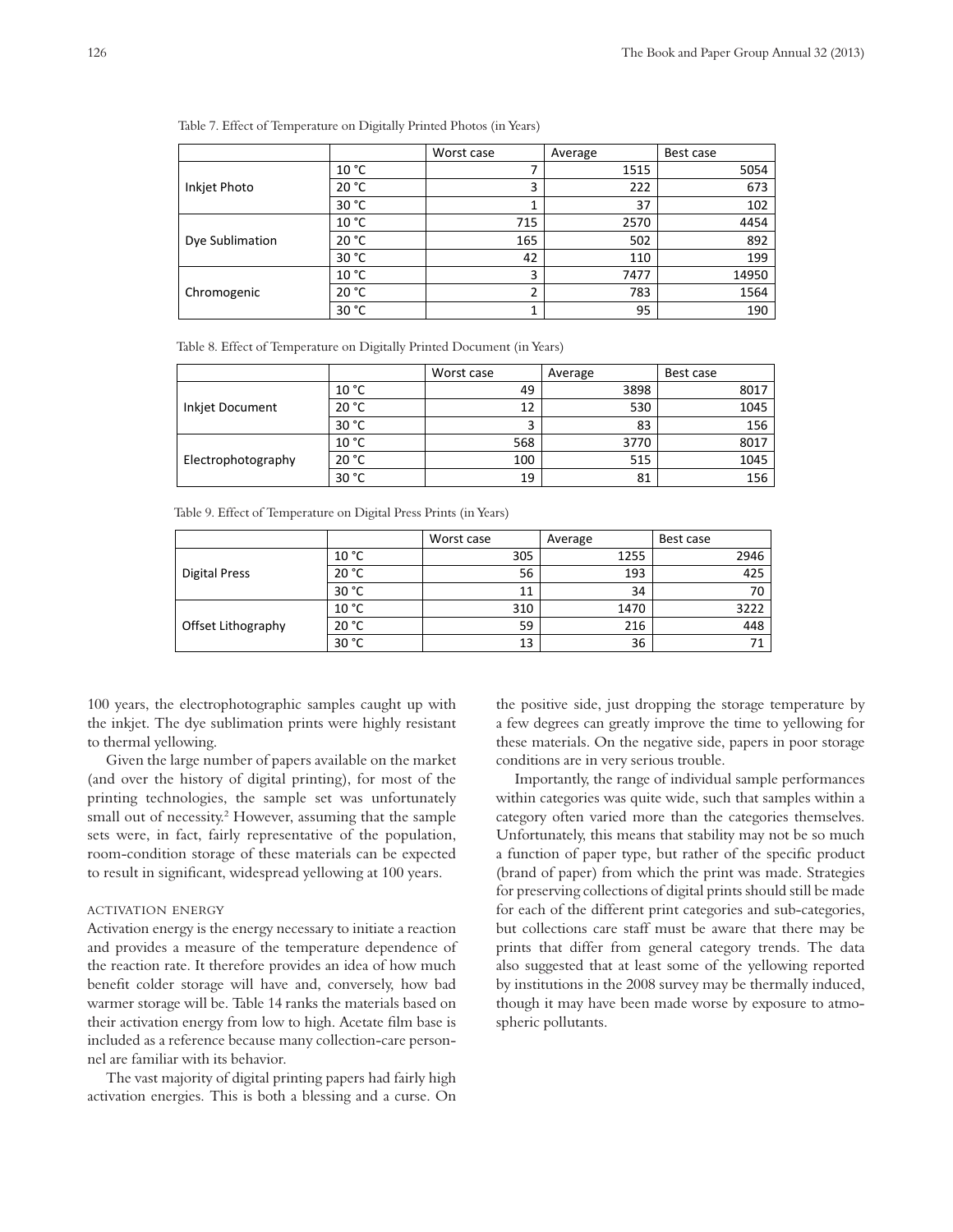Table 7. Effect of Temperature on Digitally Printed Photos (in Years)

| | | Worst case | Average | Best case |
|---|---|---|---|---|
| Inkjet Photo | 10 °C | 7 | 1515 | 5054 |
| | 20 °C | 3 | 222 | 673 |
| | 30 °C | 1 | 37 | 102 |
| Dye Sublimation | 10 °C | 715 | 2570 | 4454 |
| | 20 °C | 165 | 502 | 892 |
| | 30 °C | 42 | 110 | 199 |
| Chromogenic | 10 °C | 3 | 7477 | 14950 |
| | 20 °C | 2 | 783 | 1564 |
| | 30 °C | 1 | 95 | 190 |

Table 8. Effect of Temperature on Digitally Printed Document (in Years)

| | | Worst case | Average | Best case |
|---|---|---|---|---|
| Inkjet Document | 10 °C | 49 | 3898 | 8017 |
| | 20 °C | 12 | 530 | 1045 |
| | 30 °C | 3 | 83 | 156 |
| Electrophotography | 10 °C | 568 | 3770 | 8017 |
| | 20 °C | 100 | 515 | 1045 |
| | 30 °C | 19 | 81 | 156 |

Table 9. Effect of Temperature on Digital Press Prints (in Years)

| | | Worst case | Average | Best case |
|---|---|---|---|---|
| Digital Press | 10 °C | 305 | 1255 | 2946 |
| | 20 °C | 56 | 193 | 425 |
| | 30 °C | 11 | 34 | 70 |
| Offset Lithography | 10 °C | 310 | 1470 | 3222 |
| | 20 °C | 59 | 216 | 448 |
| | 30 °C | 13 | 36 | 71 |

100 years, the electrophotographic samples caught up with the inkjet. The dye sublimation prints were highly resistant to thermal yellowing.

Given the large number of papers available on the market (and over the history of digital printing), for most of the printing technologies, the sample set was unfortunately small out of necessity.[2] However, assuming that the sample sets were, in fact, fairly representative of the population, room-condition storage of these materials can be expected to result in significant, widespread yellowing at 100 years.

### Activation Energy

Activation energy is the energy necessary to initiate a reaction and provides a measure of the temperature dependence of the reaction rate. It therefore provides an idea of how much benefit colder storage will have and, conversely, how bad warmer storage will be. Table 14 ranks the materials based on their activation energy from low to high. Acetate film base is included as a reference because many collection-care personnel are familiar with its behavior.

The vast majority of digital printing papers had fairly high activation energies. This is both a blessing and a curse. On the positive side, just dropping the storage temperature by a few degrees can greatly improve the time to yellowing for these materials. On the negative side, papers in poor storage conditions are in very serious trouble.

Importantly, the range of individual sample performances within categories was quite wide, such that samples within a category often varied more than the categories themselves. Unfortunately, this means that stability may not be so much a function of paper type, but rather of the specific product (brand of paper) from which the print was made. Strategies for preserving collections of digital prints should still be made for each of the different print categories and sub-categories, but collections care staff must be aware that there may be prints that differ from general category trends. The data also suggested that at least some of the yellowing reported by institutions in the 2008 survey may be thermally induced, though it may have been made worse by exposure to atmospheric pollutants.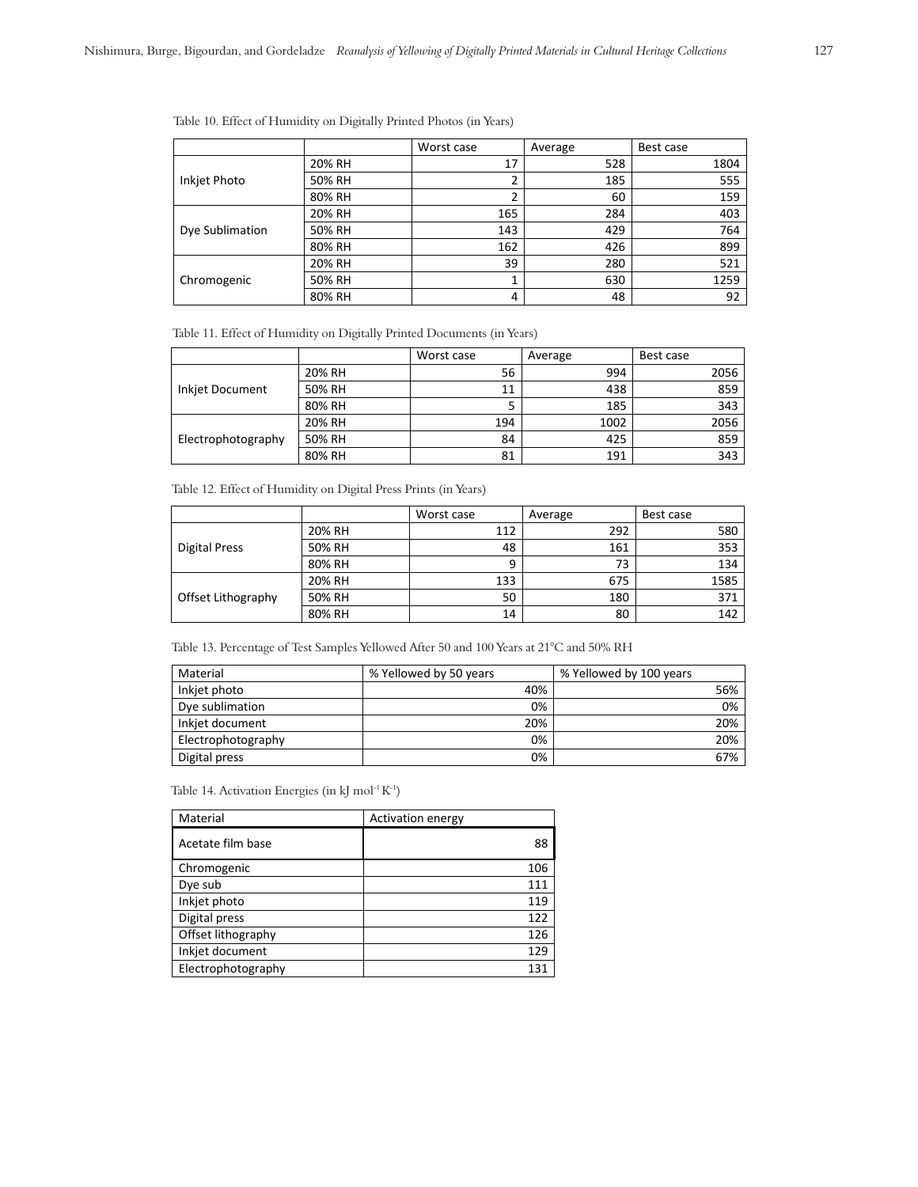Table 10. Effect of Humidity on Digitally Printed Photos (in Years)

| | | Worst case | Average | Best case |
|---|---|---|---|---|
| Inkjet Photo | 20% RH | 17 | 528 | 1804 |
| | 50% RH | 2 | 185 | 555 |
| | 80% RH | 2 | 60 | 159 |
| Dye Sublimation | 20% RH | 165 | 284 | 403 |
| | 50% RH | 143 | 429 | 764 |
| | 80% RH | 162 | 426 | 899 |
| Chromogenic | 20% RH | 39 | 280 | 521 |
| | 50% RH | 1 | 630 | 1259 |
| | 80% RH | 4 | 48 | 92 |

Table 11. Effect of Humidity on Digitally Printed Documents (in Years)

| | | Worst case | Average | Best case |
|---|---|---|---|---|
| Inkjet Document | 20% RH | 56 | 994 | 2056 |
| | 50% RH | 11 | 438 | 859 |
| | 80% RH | 5 | 185 | 343 |
| Electrophotography | 20% RH | 194 | 1002 | 2056 |
| | 50% RH | 84 | 425 | 859 |
| | 80% RH | 81 | 191 | 343 |

Table 12. Effect of Humidity on Digital Press Prints (in Years)

| | | Worst case | Average | Best case |
|---|---|---|---|---|
| Digital Press | 20% RH | 112 | 292 | 580 |
| | 50% RH | 48 | 161 | 353 |
| | 80% RH | 9 | 73 | 134 |
| Offset Lithography | 20% RH | 133 | 675 | 1585 |
| | 50% RH | 50 | 180 | 371 |
| | 80% RH | 14 | 80 | 142 |

Table 13. Percentage of Test Samples Yellowed After 50 and 100 Years at 21°C and 50% RH

| Material | % Yellowed by 50 years | % Yellowed by 100 years |
|---|---|---|
| Inkjet photo | 40% | 56% |
| Dye sublimation | 0% | 0% |
| Inkjet document | 20% | 20% |
| Electrophotography | 0% | 20% |
| Digital press | 0% | 67% |

Table 14. Activation Energies (in kJ $mol^{-1} K^{-1}$)

| Material | Activation energy |
|---|---|
| Acetate film base | 88 |
| Chromogenic | 106 |
| Dye sub | 111 |
| Inkjet photo | 119 |
| Digital press | 122 |
| Offset lithography | 126 |
| Inkjet document | 129 |
| Electrophotography | 131 |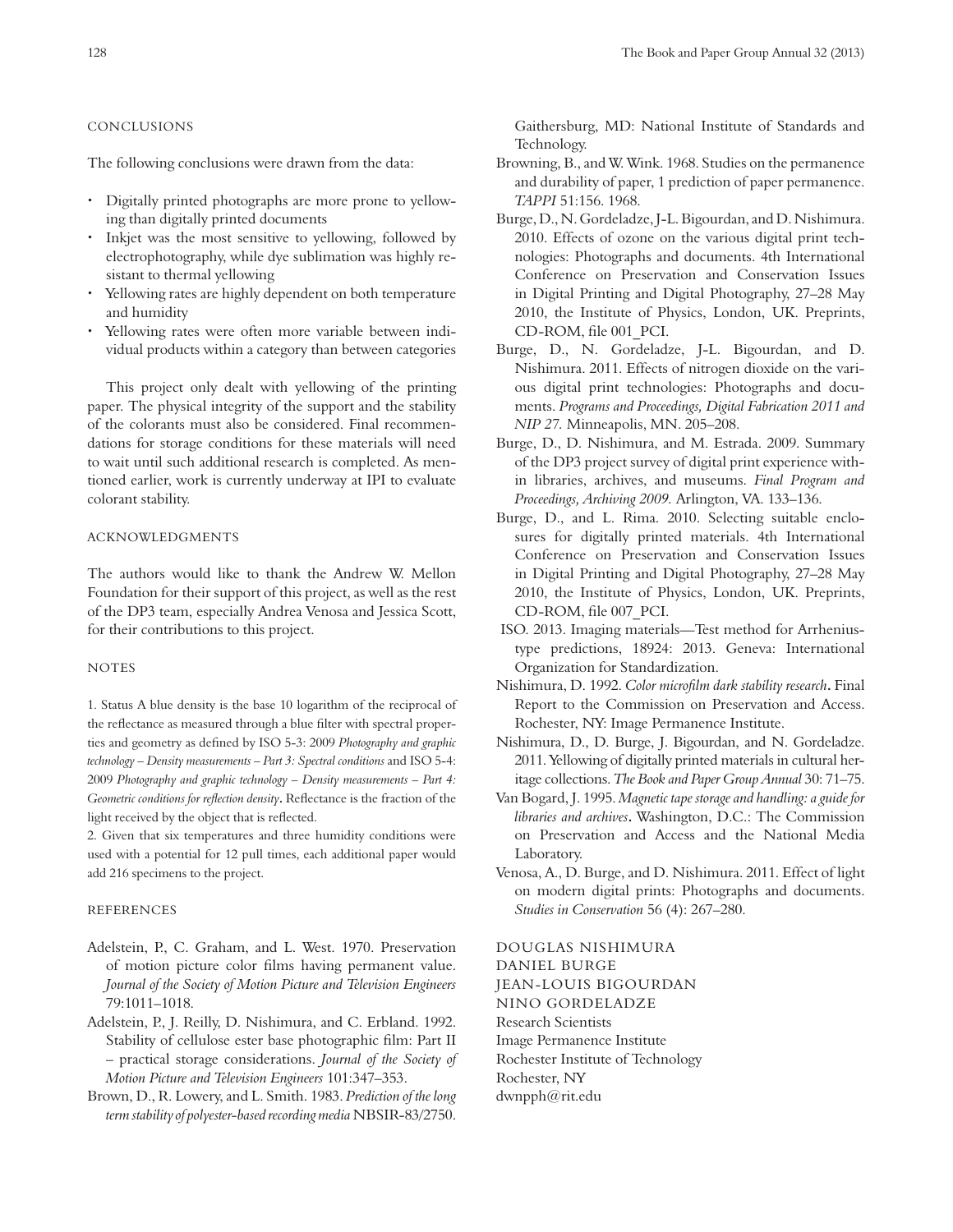## CONCLUSIONS

The following conclusions were drawn from the data:

- Digitally printed photographs are more prone to yellowing than digitally printed documents
- Inkjet was the most sensitive to yellowing, followed by electrophotography, while dye sublimation was highly resistant to thermal yellowing
- Yellowing rates are highly dependent on both temperature and humidity
- Yellowing rates were often more variable between individual products within a category than between categories

This project only dealt with yellowing of the printing paper. The physical integrity of the support and the stability of the colorants must also be considered. Final recommendations for storage conditions for these materials will need to wait until such additional research is completed. As mentioned earlier, work is currently underway at IPI to evaluate colorant stability.

## ACKNOWLEDGMENTS

The authors would like to thank the Andrew W. Mellon Foundation for their support of this project, as well as the rest of the DP3 team, especially Andrea Venosa and Jessica Scott, for their contributions to this project.

## NOTES

1. Status A blue density is the base 10 logarithm of the reciprocal of the reflectance as measured through a blue filter with spectral properties and geometry as defined by ISO 5-3: 2009 *Photography and graphic technology – Density measurements – Part 3: Spectral conditions* and ISO 5-4: 2009 *Photography and graphic technology – Density measurements – Part 4: Geometric conditions for reflection density*. Reflectance is the fraction of the light received by the object that is reflected.

2. Given that six temperatures and three humidity conditions were used with a potential for 12 pull times, each additional paper would add 216 specimens to the project.

## REFERENCES

Adelstein, P., C. Graham, and L. West. 1970. Preservation of motion picture color films having permanent value. *Journal of the Society of Motion Picture and Television Engineers* 79:1011–1018.

Adelstein, P., J. Reilly, D. Nishimura, and C. Erbland. 1992. Stability of cellulose ester base photographic film: Part II – practical storage considerations. *Journal of the Society of Motion Picture and Television Engineers* 101:347–353.

Brown, D., R. Lowery, and L. Smith. 1983. *Prediction of the long term stability of polyester-based recording media* NBSIR-83/2750. Gaithersburg, MD: National Institute of Standards and Technology.

Browning, B., and W. Wink. 1968. Studies on the permanence and durability of paper, 1 prediction of paper permanence. *TAPPI* 51:156. 1968.

Burge, D., N. Gordeladze, J-L. Bigourdan, and D. Nishimura. 2010. Effects of ozone on the various digital print technologies: Photographs and documents. 4th International Conference on Preservation and Conservation Issues in Digital Printing and Digital Photography, 27–28 May 2010, the Institute of Physics, London, UK. Preprints, CD-ROM, file 001_PCI.

Burge, D., N. Gordeladze, J-L. Bigourdan, and D. Nishimura. 2011. Effects of nitrogen dioxide on the various digital print technologies: Photographs and documents. *Programs and Proceedings, Digital Fabrication 2011 and NIP 27.* Minneapolis, MN. 205–208.

Burge, D., D. Nishimura, and M. Estrada. 2009. Summary of the DP3 project survey of digital print experience within libraries, archives, and museums. *Final Program and Proceedings, Archiving 2009.* Arlington, VA. 133–136.

Burge, D., and L. Rima. 2010. Selecting suitable enclosures for digitally printed materials. 4th International Conference on Preservation and Conservation Issues in Digital Printing and Digital Photography, 27–28 May 2010, the Institute of Physics, London, UK. Preprints, CD-ROM, file 007_PCI.

ISO. 2013. Imaging materials—Test method for Arrhenius-type predictions, 18924: 2013. Geneva: International Organization for Standardization.

Nishimura, D. 1992. *Color microfilm dark stability research*. Final Report to the Commission on Preservation and Access. Rochester, NY: Image Permanence Institute.

Nishimura, D., D. Burge, J. Bigourdan, and N. Gordeladze. 2011. Yellowing of digitally printed materials in cultural heritage collections. *The Book and Paper Group Annual* 30: 71–75.

Van Bogard, J. 1995. *Magnetic tape storage and handling: a guide for libraries and archives*. Washington, D.C.: The Commission on Preservation and Access and the National Media Laboratory.

Venosa, A., D. Burge, and D. Nishimura. 2011. Effect of light on modern digital prints: Photographs and documents. *Studies in Conservation* 56 (4): 267–280.

DOUGLAS NISHIMURA
DANIEL BURGE
JEAN-LOUIS BIGOURDAN
NINO GORDELADZE
Research Scientists
Image Permanence Institute
Rochester Institute of Technology
Rochester, NY
dwnpph@rit.edu